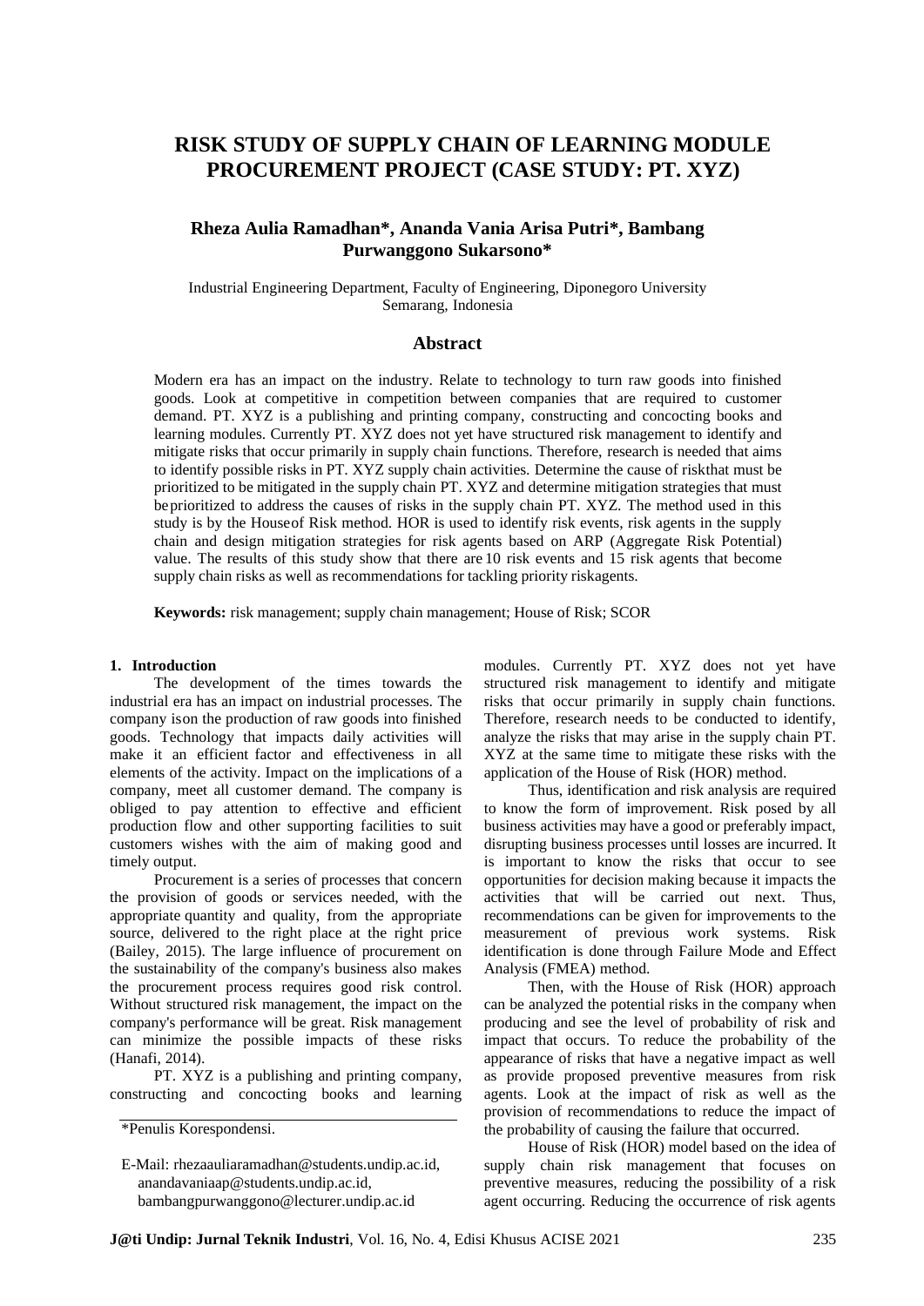# RISK STUDY OF SUPPLY CHAIN OF LEARNING MODULE PROCUREMENT PROJECT (CASE STUDY: PT. XYZ)

**Rheza Aulia Ramadhan\*, Ananda Vania Arisa Putri\*, Bambang Purwanggono Sukarsono\***

Industrial Engineering Department, Faculty of Engineering, Diponegoro University
Semarang, Indonesia

## Abstract

Modern era has an impact on the industry. Relate to technology to turn raw goods into finished goods. Look at competitive in competition between companies that are required to customer demand. PT. XYZ is a publishing and printing company, constructing and concocting books and learning modules. Currently PT. XYZ does not yet have structured risk management to identify and mitigate risks that occur primarily in supply chain functions. Therefore, research is needed that aims to identify possible risks in PT. XYZ supply chain activities. Determine the cause of riskthat must be prioritized to be mitigated in the supply chain PT. XYZ and determine mitigation strategies that must beprioritized to address the causes of risks in the supply chain PT. XYZ. The method used in this study is by the Houseof Risk method. HOR is used to identify risk events, risk agents in the supply chain and design mitigation strategies for risk agents based on ARP (Aggregate Risk Potential) value. The results of this study show that there are 10 risk events and 15 risk agents that become supply chain risks as well as recommendations for tackling priority riskagents.

**Keywords:** risk management; supply chain management; House of Risk; SCOR

## 1. Introduction

The development of the times towards the industrial era has an impact on industrial processes. The company ison the production of raw goods into finished goods. Technology that impacts daily activities will make it an efficient factor and effectiveness in all elements of the activity. Impact on the implications of a company, meet all customer demand. The company is obliged to pay attention to effective and efficient production flow and other supporting facilities to suit customers wishes with the aim of making good and timely output.

Procurement is a series of processes that concern the provision of goods or services needed, with the appropriate quantity and quality, from the appropriate source, delivered to the right place at the right price (Bailey, 2015). The large influence of procurement on the sustainability of the company's business also makes the procurement process requires good risk control. Without structured risk management, the impact on the company's performance will be great. Risk management can minimize the possible impacts of these risks (Hanafi, 2014).

PT. XYZ is a publishing and printing company, constructing and concocting books and learning modules. Currently PT. XYZ does not yet have structured risk management to identify and mitigate risks that occur primarily in supply chain functions. Therefore, research needs to be conducted to identify, analyze the risks that may arise in the supply chain PT. XYZ at the same time to mitigate these risks with the application of the House of Risk (HOR) method.

Thus, identification and risk analysis are required to know the form of improvement. Risk posed by all business activities may have a good or preferably impact, disrupting business processes until losses are incurred. It is important to know the risks that occur to see opportunities for decision making because it impacts the activities that will be carried out next. Thus, recommendations can be given for improvements to the measurement of previous work systems. Risk identification is done through Failure Mode and Effect Analysis (FMEA) method.

Then, with the House of Risk (HOR) approach can be analyzed the potential risks in the company when producing and see the level of probability of risk and impact that occurs. To reduce the probability of the appearance of risks that have a negative impact as well as provide proposed preventive measures from risk agents. Look at the impact of risk as well as the provision of recommendations to reduce the impact of the probability of causing the failure that occurred.

House of Risk (HOR) model based on the idea of supply chain risk management that focuses on preventive measures, reducing the possibility of a risk agent occurring. Reducing the occurrence of risk agents

\*Penulis Korespondensi.

E-Mail: rhezaauliaramadhan@students.undip.ac.id, anandavaniaap@students.undip.ac.id, bambangpurwanggono@lecturer.undip.ac.id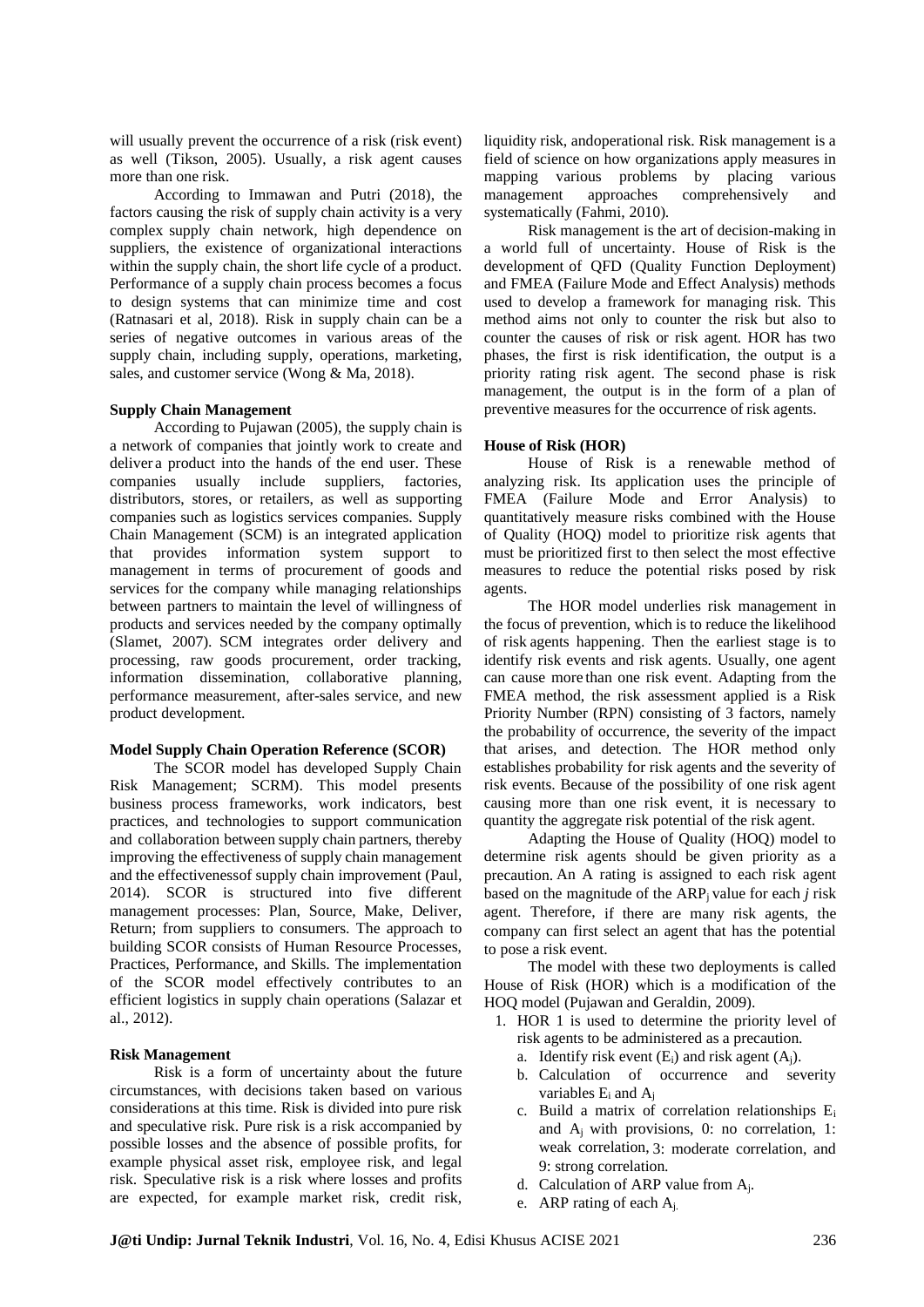will usually prevent the occurrence of a risk (risk event) as well (Tikson, 2005). Usually, a risk agent causes more than one risk.

According to Immawan and Putri (2018), the factors causing the risk of supply chain activity is a very complex supply chain network, high dependence on suppliers, the existence of organizational interactions within the supply chain, the short life cycle of a product. Performance of a supply chain process becomes a focus to design systems that can minimize time and cost (Ratnasari et al, 2018). Risk in supply chain can be a series of negative outcomes in various areas of the supply chain, including supply, operations, marketing, sales, and customer service (Wong & Ma, 2018).

**Supply Chain Management**

According to Pujawan (2005), the supply chain is a network of companies that jointly work to create and deliver a product into the hands of the end user. These companies usually include suppliers, factories, distributors, stores, or retailers, as well as supporting companies such as logistics services companies. Supply Chain Management (SCM) is an integrated application that provides information system support to management in terms of procurement of goods and services for the company while managing relationships between partners to maintain the level of willingness of products and services needed by the company optimally (Slamet, 2007). SCM integrates order delivery and processing, raw goods procurement, order tracking, information dissemination, collaborative planning, performance measurement, after-sales service, and new product development.

**Model Supply Chain Operation Reference (SCOR)**

The SCOR model has developed Supply Chain Risk Management; SCRM). This model presents business process frameworks, work indicators, best practices, and technologies to support communication and collaboration between supply chain partners, thereby improving the effectiveness of supply chain management and the effectivenessof supply chain improvement (Paul, 2014). SCOR is structured into five different management processes: Plan, Source, Make, Deliver, Return; from suppliers to consumers. The approach to building SCOR consists of Human Resource Processes, Practices, Performance, and Skills. The implementation of the SCOR model effectively contributes to an efficient logistics in supply chain operations (Salazar et al., 2012).

**Risk Management**

Risk is a form of uncertainty about the future circumstances, with decisions taken based on various considerations at this time. Risk is divided into pure risk and speculative risk. Pure risk is a risk accompanied by possible losses and the absence of possible profits, for example physical asset risk, employee risk, and legal risk. Speculative risk is a risk where losses and profits are expected, for example market risk, credit risk, liquidity risk, andoperational risk. Risk management is a field of science on how organizations apply measures in mapping various problems by placing various management approaches comprehensively and systematically (Fahmi, 2010).

Risk management is the art of decision-making in a world full of uncertainty. House of Risk is the development of QFD (Quality Function Deployment) and FMEA (Failure Mode and Effect Analysis) methods used to develop a framework for managing risk. This method aims not only to counter the risk but also to counter the causes of risk or risk agent. HOR has two phases, the first is risk identification, the output is a priority rating risk agent. The second phase is risk management, the output is in the form of a plan of preventive measures for the occurrence of risk agents.

**House of Risk (HOR)**

House of Risk is a renewable method of analyzing risk. Its application uses the principle of FMEA (Failure Mode and Error Analysis) to quantitatively measure risks combined with the House of Quality (HOQ) model to prioritize risk agents that must be prioritized first to then select the most effective measures to reduce the potential risks posed by risk agents.

The HOR model underlies risk management in the focus of prevention, which is to reduce the likelihood of risk agents happening. Then the earliest stage is to identify risk events and risk agents. Usually, one agent can cause more than one risk event. Adapting from the FMEA method, the risk assessment applied is a Risk Priority Number (RPN) consisting of 3 factors, namely the probability of occurrence, the severity of the impact that arises, and detection. The HOR method only establishes probability for risk agents and the severity of risk events. Because of the possibility of one risk agent causing more than one risk event, it is necessary to quantity the aggregate risk potential of the risk agent.

Adapting the House of Quality (HOQ) model to determine risk agents should be given priority as a precaution. An A rating is assigned to each risk agent based on the magnitude of the $ARP_j$ value for each *j* risk agent. Therefore, if there are many risk agents, the company can first select an agent that has the potential to pose a risk event.

The model with these two deployments is called House of Risk (HOR) which is a modification of the HOQ model (Pujawan and Geraldin, 2009).

1. HOR 1 is used to determine the priority level of risk agents to be administered as a precaution.
   a. Identify risk event ($E_i$) and risk agent ($A_j$).
   b. Calculation of occurrence and severity variables $E_i$ and $A_j$
   c. Build a matrix of correlation relationships $E_i$ and $A_j$ with provisions, 0: no correlation, 1: weak correlation, 3: moderate correlation, and 9: strong correlation.
   d. Calculation of ARP value from $A_j$.
   e. ARP rating of each $A_j$.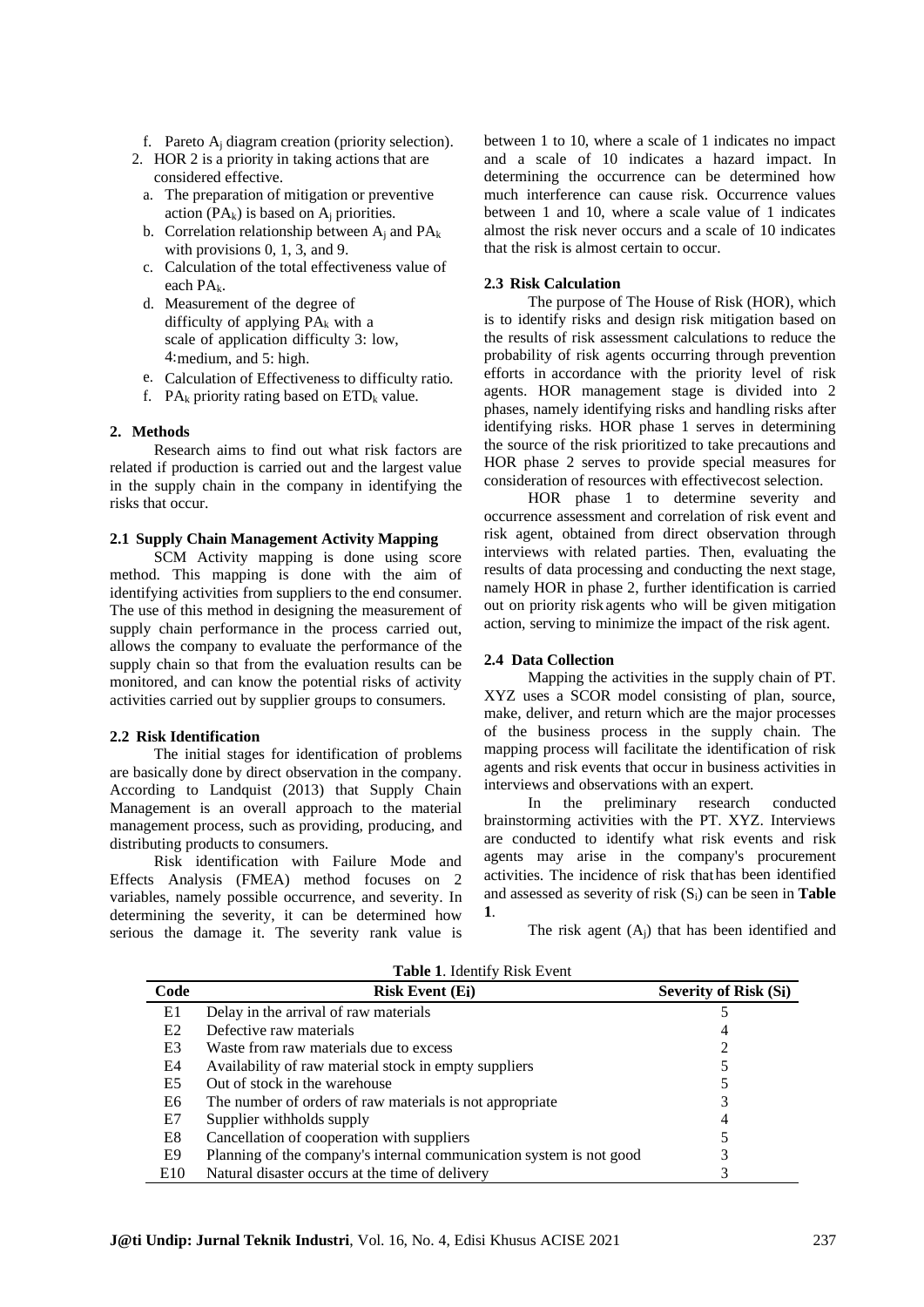f. Pareto $A_j$ diagram creation (priority selection).

2. HOR 2 is a priority in taking actions that are considered effective.
   a. The preparation of mitigation or preventive action ($PA_k$) is based on $A_j$ priorities.
   b. Correlation relationship between $A_j$ and $PA_k$ with provisions 0, 1, 3, and 9.
   c. Calculation of the total effectiveness value of each $PA_k$.
   d. Measurement of the degree of difficulty of applying $PA_k$ with a scale of application difficulty 3: low, 4:medium, and 5: high.
   e. Calculation of Effectiveness to difficulty ratio.
   f. $PA_k$ priority rating based on $ETD_k$ value.

## 2. Methods

Research aims to find out what risk factors are related if production is carried out and the largest value in the supply chain in the company in identifying the risks that occur.

### 2.1 Supply Chain Management Activity Mapping

SCM Activity mapping is done using score method. This mapping is done with the aim of identifying activities from suppliers to the end consumer. The use of this method in designing the measurement of supply chain performance in the process carried out, allows the company to evaluate the performance of the supply chain so that from the evaluation results can be monitored, and can know the potential risks of activity activities carried out by supplier groups to consumers.

### 2.2 Risk Identification

The initial stages for identification of problems are basically done by direct observation in the company. According to Landquist (2013) that Supply Chain Management is an overall approach to the material management process, such as providing, producing, and distributing products to consumers.

Risk identification with Failure Mode and Effects Analysis (FMEA) method focuses on 2 variables, namely possible occurrence, and severity. In determining the severity, it can be determined how serious the damage it. The severity rank value is between 1 to 10, where a scale of 1 indicates no impact and a scale of 10 indicates a hazard impact. In determining the occurrence can be determined how much interference can cause risk. Occurrence values between 1 and 10, where a scale value of 1 indicates almost the risk never occurs and a scale of 10 indicates that the risk is almost certain to occur.

### 2.3 Risk Calculation

The purpose of The House of Risk (HOR), which is to identify risks and design risk mitigation based on the results of risk assessment calculations to reduce the probability of risk agents occurring through prevention efforts in accordance with the priority level of risk agents. HOR management stage is divided into 2 phases, namely identifying risks and handling risks after identifying risks. HOR phase 1 serves in determining the source of the risk prioritized to take precautions and HOR phase 2 serves to provide special measures for consideration of resources with effectivecost selection.

HOR phase 1 to determine severity and occurrence assessment and correlation of risk event and risk agent, obtained from direct observation through interviews with related parties. Then, evaluating the results of data processing and conducting the next stage, namely HOR in phase 2, further identification is carried out on priority risk agents who will be given mitigation action, serving to minimize the impact of the risk agent.

### 2.4 Data Collection

Mapping the activities in the supply chain of PT. XYZ uses a SCOR model consisting of plan, source, make, deliver, and return which are the major processes of the business process in the supply chain. The mapping process will facilitate the identification of risk agents and risk events that occur in business activities in interviews and observations with an expert.

In the preliminary research conducted brainstorming activities with the PT. XYZ. Interviews are conducted to identify what risk events and risk agents may arise in the company's procurement activities. The incidence of risk that has been identified and assessed as severity of risk ($S_i$) can be seen in **Table 1**.

The risk agent ($A_j$) that has been identified and

**Table 1**. Identify Risk Event

| Code | Risk Event (Ei) | Severity of Risk (Si) |
|---|---|---|
| E1 | Delay in the arrival of raw materials | 5 |
| E2 | Defective raw materials | 4 |
| E3 | Waste from raw materials due to excess | 2 |
| E4 | Availability of raw material stock in empty suppliers | 5 |
| E5 | Out of stock in the warehouse | 5 |
| E6 | The number of orders of raw materials is not appropriate | 3 |
| E7 | Supplier withholds supply | 4 |
| E8 | Cancellation of cooperation with suppliers | 5 |
| E9 | Planning of the company's internal communication system is not good | 3 |
| E10 | Natural disaster occurs at the time of delivery | 3 |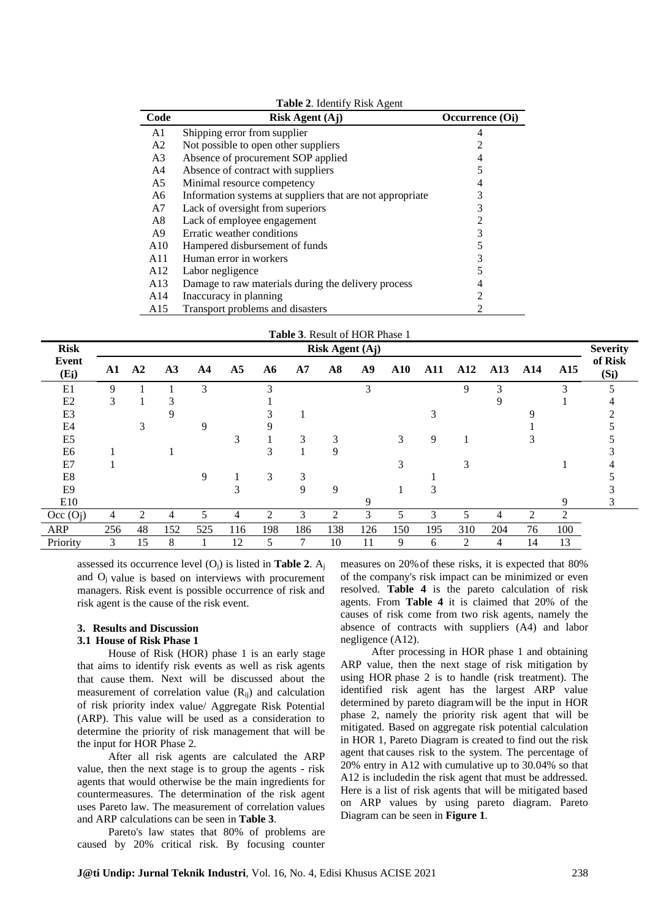**Table 2**. Identify Risk Agent

| Code | Risk Agent (Aj) | Occurrence (Oi) |
|---|---|---|
| A1 | Shipping error from supplier | 4 |
| A2 | Not possible to open other suppliers | 2 |
| A3 | Absence of procurement SOP applied | 4 |
| A4 | Absence of contract with suppliers | 5 |
| A5 | Minimal resource competency | 4 |
| A6 | Information systems at suppliers that are not appropriate | 3 |
| A7 | Lack of oversight from superiors | 3 |
| A8 | Lack of employee engagement | 2 |
| A9 | Erratic weather conditions | 3 |
| A10 | Hampered disbursement of funds | 5 |
| A11 | Human error in workers | 3 |
| A12 | Labor negligence | 5 |
| A13 | Damage to raw materials during the delivery process | 4 |
| A14 | Inaccuracy in planning | 2 |
| A15 | Transport problems and disasters | 2 |

**Table 3**. Result of HOR Phase 1

| Risk Event (Ei) | Risk Agent (Aj) | | | | | | | | | | | | | | | Severity of Risk (Si) |
|---|---|---|---|---|---|---|---|---|---|---|---|---|---|---|---|---|
| | A1 | A2 | A3 | A4 | A5 | A6 | A7 | A8 | A9 | A10 | A11 | A12 | A13 | A14 | A15 | |
| E1 | 9 | 1 | 1 | 3 | | 3 | | | 3 | | | 9 | 3 | | 3 | 5 |
| E2 | 3 | 1 | 3 | | | 1 | | | | | | | 9 | | 1 | 4 |
| E3 | | | 9 | | | 3 | 1 | | | | 3 | | | 9 | | 2 |
| E4 | | 3 | | 9 | | 9 | | | | | | | | 1 | | 5 |
| E5 | | | | | 3 | 1 | 3 | 3 | | 3 | 9 | 1 | | 3 | | 5 |
| E6 | 1 | | 1 | | | 3 | 1 | 9 | | | | | | | | 3 |
| E7 | 1 | | | | | | | | | 3 | | 3 | | | 1 | 4 |
| E8 | | | | 9 | 1 | 3 | 3 | | | | 1 | | | | | 5 |
| E9 | | | | | 3 | | 9 | 9 | | 1 | 3 | | | | | 3 |
| E10 | | | | | | | | | 9 | | | | | | 9 | 3 |
| Occ (Oj) | 4 | 2 | 4 | 5 | 4 | 2 | 3 | 2 | 3 | 5 | 3 | 5 | 4 | 2 | 2 | |
| ARP | 256 | 48 | 152 | 525 | 116 | 198 | 186 | 138 | 126 | 150 | 195 | 310 | 204 | 76 | 100 | |
| Priority | 3 | 15 | 8 | 1 | 12 | 5 | 7 | 10 | 11 | 9 | 6 | 2 | 4 | 14 | 13 | |

assessed its occurrence level ($O_j$) is listed in **Table 2**. $A_j$ and $O_j$ value is based on interviews with procurement managers. Risk event is possible occurrence of risk and risk agent is the cause of the risk event.

## 3. Results and Discussion

### 3.1 House of Risk Phase 1

House of Risk (HOR) phase 1 is an early stage that aims to identify risk events as well as risk agents that cause them. Next will be discussed about the measurement of correlation value ($R_{ij}$) and calculation of risk priority index value/ Aggregate Risk Potential (ARP). This value will be used as a consideration to determine the priority of risk management that will be the input for HOR Phase 2.

After all risk agents are calculated the ARP value, then the next stage is to group the agents - risk agents that would otherwise be the main ingredients for countermeasures. The determination of the risk agent uses Pareto law. The measurement of correlation values and ARP calculations can be seen in **Table 3**.

Pareto's law states that 80% of problems are caused by 20% critical risk. By focusing counter measures on 20% of these risks, it is expected that 80% of the company's risk impact can be minimized or even resolved. **Table 4** is the pareto calculation of risk agents. From **Table 4** it is claimed that 20% of the causes of risk come from two risk agents, namely the absence of contracts with suppliers (A4) and labor negligence (A12).

After processing in HOR phase 1 and obtaining ARP value, then the next stage of risk mitigation by using HOR phase 2 is to handle (risk treatment). The identified risk agent has the largest ARP value determined by pareto diagram will be the input in HOR phase 2, namely the priority risk agent that will be mitigated. Based on aggregate risk potential calculation in HOR 1, Pareto Diagram is created to find out the risk agent that causes risk to the system. The percentage of 20% entry in A12 with cumulative up to 30.04% so that A12 is includedin the risk agent that must be addressed. Here is a list of risk agents that will be mitigated based on ARP values by using pareto diagram. Pareto Diagram can be seen in **Figure 1**.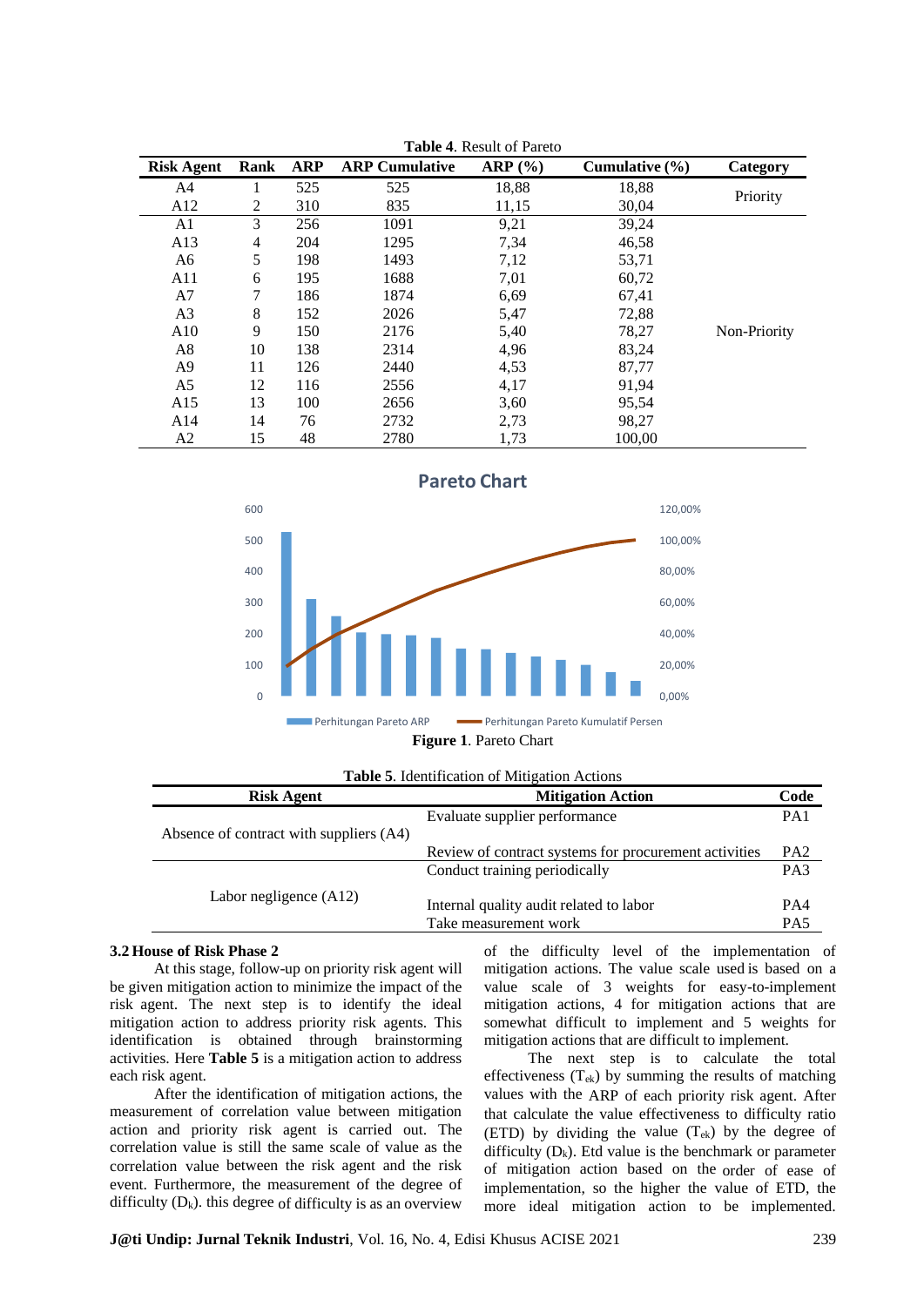**Table 4**. Result of Pareto

| Risk Agent | Rank | ARP | ARP Cumulative | ARP (%) | Cumulative (%) | Category |
|---|---|---|---|---|---|---|
| A4 | 1 | 525 | 525 | 18,88 | 18,88 | Priority |
| A12 | 2 | 310 | 835 | 11,15 | 30,04 | |
| A1 | 3 | 256 | 1091 | 9,21 | 39,24 | Non-Priority |
| A13 | 4 | 204 | 1295 | 7,34 | 46,58 | |
| A6 | 5 | 198 | 1493 | 7,12 | 53,71 | |
| A11 | 6 | 195 | 1688 | 7,01 | 60,72 | |
| A7 | 7 | 186 | 1874 | 6,69 | 67,41 | |
| A3 | 8 | 152 | 2026 | 5,47 | 72,88 | |
| A10 | 9 | 150 | 2176 | 5,40 | 78,27 | |
| A8 | 10 | 138 | 2314 | 4,96 | 83,24 | |
| A9 | 11 | 126 | 2440 | 4,53 | 87,77 | |
| A5 | 12 | 116 | 2556 | 4,17 | 91,94 | |
| A15 | 13 | 100 | 2656 | 3,60 | 95,54 | |
| A14 | 14 | 76 | 2732 | 2,73 | 98,27 | |
| A2 | 15 | 48 | 2780 | 1,73 | 100,00 | |

**Figure 1**. Pareto Chart

**Table 5**. Identification of Mitigation Actions

| Risk Agent | Mitigation Action | Code |
|---|---|---|
| Absence of contract with suppliers (A4) | Evaluate supplier performance | PA1 |
| | Review of contract systems for procurement activities | PA2 |
| Labor negligence (A12) | Conduct training periodically | PA3 |
| | Internal quality audit related to labor | PA4 |
| | Take measurement work | PA5 |

### 3.2 House of Risk Phase 2

At this stage, follow-up on priority risk agent will be given mitigation action to minimize the impact of the risk agent. The next step is to identify the ideal mitigation action to address priority risk agents. This identification is obtained through brainstorming activities. Here **Table 5** is a mitigation action to address each risk agent.

After the identification of mitigation actions, the measurement of correlation value between mitigation action and priority risk agent is carried out. The correlation value is still the same scale of value as the correlation value between the risk agent and the risk event. Furthermore, the measurement of the degree of difficulty ($D_k$). this degree of difficulty is as an overview of the difficulty level of the implementation of mitigation actions. The value scale used is based on a value scale of 3 weights for easy-to-implement mitigation actions, 4 for mitigation actions that are somewhat difficult to implement and 5 weights for mitigation actions that are difficult to implement.

The next step is to calculate the total effectiveness ($T_{ek}$) by summing the results of matching values with the ARP of each priority risk agent. After that calculate the value effectiveness to difficulty ratio (ETD) by dividing the value ($T_{ek}$) by the degree of difficulty ($D_k$). Etd value is the benchmark or parameter of mitigation action based on the order of ease of implementation, so the higher the value of ETD, the more ideal mitigation action to be implemented.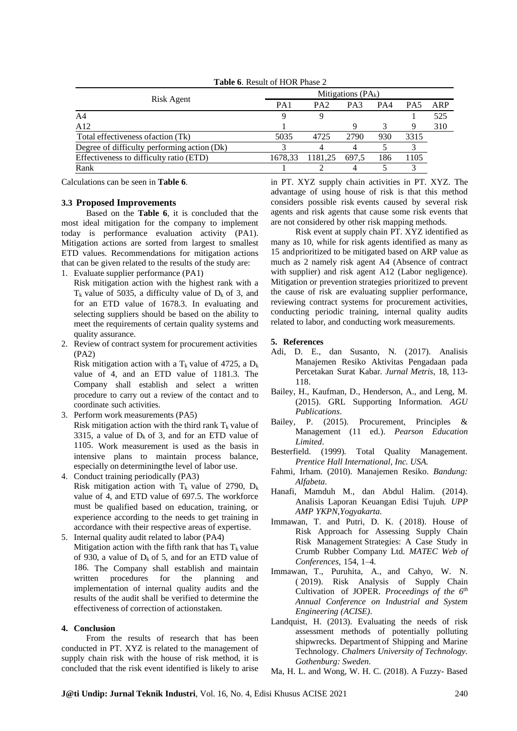**Table 6**. Result of HOR Phase 2

| Risk Agent | Mitigations ($PA_k$) | | | | | |
|---|---|---|---|---|---|---|
| | PA1 | PA2 | PA3 | PA4 | PA5 | ARP |
| A4 | 9 | 9 | | | 1 | 525 |
| A12 | 1 | | 9 | 3 | 9 | 310 |
| Total effectiveness ofaction (Tk) | 5035 | 4725 | 2790 | 930 | 3315 | |
| Degree of difficulty performing action (Dk) | 3 | 4 | 4 | 5 | 3 | |
| Effectiveness to difficulty ratio (ETD) | 1678,33 | 1181,25 | 697,5 | 186 | 1105 | |
| Rank | 1 | 2 | 4 | 5 | 3 | |

Calculations can be seen in **Table 6**.

### 3.3 Proposed Improvements

Based on the **Table 6**, it is concluded that the most ideal mitigation for the company to implement today is performance evaluation activity (PA1). Mitigation actions are sorted from largest to smallest ETD values. Recommendations for mitigation actions that can be given related to the results of the study are:

1. Evaluate supplier performance (PA1)
   Risk mitigation action with the highest rank with a $T_k$ value of 5035, a difficulty value of $D_k$ of 3, and for an ETD value of 1678.3. In evaluating and selecting suppliers should be based on the ability to meet the requirements of certain quality systems and quality assurance.
2. Review of contract system for procurement activities (PA2)
   Risk mitigation action with a $T_k$ value of 4725, a $D_k$ value of 4, and an ETD value of 1181.3. The Company shall establish and select a written procedure to carry out a review of the contact and to coordinate such activities.
3. Perform work measurements (PA5)
   Risk mitigation action with the third rank $T_k$ value of 3315, a value of $D_k$ of 3, and for an ETD value of 1105. Work measurement is used as the basis in intensive plans to maintain process balance, especially on determiningthe level of labor use.
4. Conduct training periodically (PA3)
   Risk mitigation action with $T_k$ value of 2790, $D_k$ value of 4, and ETD value of 697.5. The workforce must be qualified based on education, training, or experience according to the needs to get training in accordance with their respective areas of expertise.
5. Internal quality audit related to labor (PA4)
   Mitigation action with the fifth rank that has $T_k$ value of 930, a value of $D_k$ of 5, and for an ETD value of 186. The Company shall establish and maintain written procedures for the planning and implementation of internal quality audits and the results of the audit shall be verified to determine the effectiveness of correction of actionstaken.

## 4. Conclusion

From the results of research that has been conducted in PT. XYZ is related to the management of supply chain risk with the house of risk method, it is concluded that the risk event identified is likely to arise in PT. XYZ supply chain activities in PT. XYZ. The advantage of using house of risk is that this method considers possible risk events caused by several risk agents and risk agents that cause some risk events that are not considered by other risk mapping methods.

Risk event at supply chain PT. XYZ identified as many as 10, while for risk agents identified as many as 15 andprioritized to be mitigated based on ARP value as much as 2 namely risk agent A4 (Absence of contract with supplier) and risk agent A12 (Labor negligence). Mitigation or prevention strategies prioritized to prevent the cause of risk are evaluating supplier performance, reviewing contract systems for procurement activities, conducting periodic training, internal quality audits related to labor, and conducting work measurements.

## 5. References

Adi, D. E., dan Susanto, N. (2017). Analisis Manajemen Resiko Aktivitas Pengadaan pada Percetakan Surat Kabar. *Jurnal Metris*, 18, 113-118.

Bailey, H., Kaufman, D., Henderson, A., and Leng, M. (2015). GRL Supporting Information. *AGU Publications*.

Bailey, P. (2015). Procurement, Principles & Management (11 ed.). *Pearson Education Limited*.

Besterfield. (1999). Total Quality Management. *Prentice Hall International, Inc. USA.*

Fahmi, Irham. (2010). Manajemen Resiko. *Bandung: Alfabeta*.

Hanafi, Mamduh M., dan Abdul Halim. (2014). Analisis Laporan Keuangan Edisi Tujuh. *UPP AMP YKPN,Yogyakarta.*

Immawan, T. and Putri, D. K. ( 2018). House of Risk Approach for Assessing Supply Chain Risk Management Strategies: A Case Study in Crumb Rubber Company Ltd. *MATEC Web of Conferences*, 154, 1–4.

Immawan, T., Puruhita, A., and Cahyo, W. N. ( 2019). Risk Analysis of Supply Chain Cultivation of JOPER. *Proceedings of the 6th Annual Conference on Industrial and System Engineering (ACISE)*.

Landquist, H. (2013). Evaluating the needs of risk assessment methods of potentially polluting shipwrecks. Department of Shipping and Marine Technology. *Chalmers University of Technology. Gothenburg: Sweden.*

Ma, H. L. and Wong, W. H. C. (2018). A Fuzzy- Based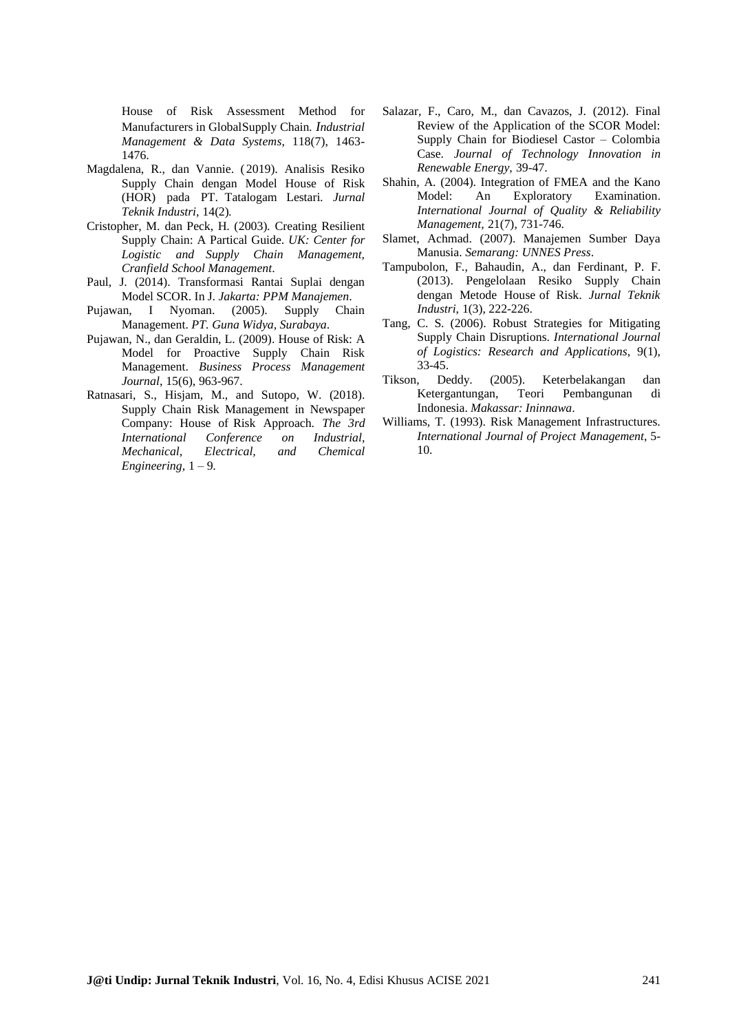House of Risk Assessment Method for Manufacturers in GlobalSupply Chain. *Industrial Management & Data Systems*, 118(7), 1463-1476.

Magdalena, R., dan Vannie. (2019). Analisis Resiko Supply Chain dengan Model House of Risk (HOR) pada PT. Tatalogam Lestari. *Jurnal Teknik Industri*, 14(2).

Cristopher, M. dan Peck, H. (2003). Creating Resilient Supply Chain: A Partical Guide. *UK: Center for Logistic and Supply Chain Management, Cranfield School Management*.

Paul, J. (2014). Transformasi Rantai Suplai dengan Model SCOR. In J. *Jakarta: PPM Manajemen*.

Pujawan, I Nyoman. (2005). Supply Chain Management. *PT. Guna Widya, Surabaya*.

Pujawan, N., dan Geraldin, L. (2009). House of Risk: A Model for Proactive Supply Chain Risk Management. *Business Process Management Journal*, 15(6), 963-967.

Ratnasari, S., Hisjam, M., and Sutopo, W. (2018). Supply Chain Risk Management in Newspaper Company: House of Risk Approach. *The 3rd International Conference on Industrial, Mechanical, Electrical, and Chemical Engineering*, 1 – 9.

Salazar, F., Caro, M., dan Cavazos, J. (2012). Final Review of the Application of the SCOR Model: Supply Chain for Biodiesel Castor – Colombia Case. *Journal of Technology Innovation in Renewable Energy*, 39-47.

Shahin, A. (2004). Integration of FMEA and the Kano Model: An Exploratory Examination. *International Journal of Quality & Reliability Management*, 21(7), 731-746.

Slamet, Achmad. (2007). Manajemen Sumber Daya Manusia. *Semarang: UNNES Press*.

Tampubolon, F., Bahaudin, A., dan Ferdinant, P. F. (2013). Pengelolaan Resiko Supply Chain dengan Metode House of Risk. *Jurnal Teknik Industri*, 1(3), 222-226.

Tang, C. S. (2006). Robust Strategies for Mitigating Supply Chain Disruptions. *International Journal of Logistics: Research and Applications*, 9(1), 33-45.

Tikson, Deddy. (2005). Keterbelakangan dan Ketergantungan, Teori Pembangunan di Indonesia. *Makassar: Ininnawa*.

Williams, T. (1993). Risk Management Infrastructures. *International Journal of Project Management*, 5-10.